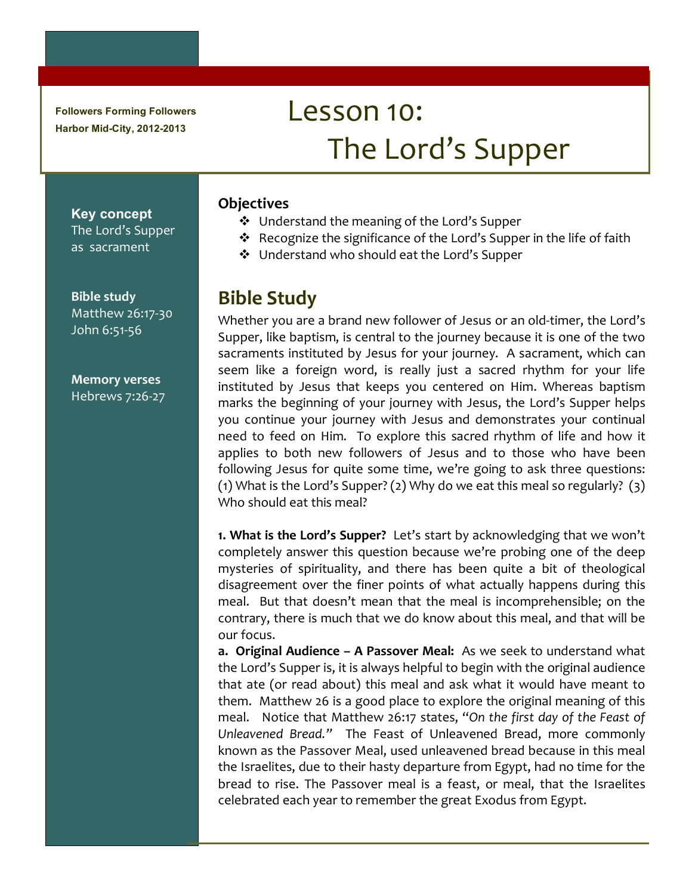Followers Forming Followers
Harbor Mid-City, 2012-2013

# Lesson 10: The Lord's Supper

**Key concept**
The Lord's Supper as sacrament

**Bible study**
Matthew 26:17-30
John 6:51-56

**Memory verses**
Hebrews 7:26-27

### Objectives

- Understand the meaning of the Lord's Supper
- Recognize the significance of the Lord's Supper in the life of faith
- Understand who should eat the Lord's Supper

## Bible Study

Whether you are a brand new follower of Jesus or an old-timer, the Lord's Supper, like baptism, is central to the journey because it is one of the two sacraments instituted by Jesus for your journey. A sacrament, which can seem like a foreign word, is really just a sacred rhythm for your life instituted by Jesus that keeps you centered on Him. Whereas baptism marks the beginning of your journey with Jesus, the Lord's Supper helps you continue your journey with Jesus and demonstrates your continual need to feed on Him. To explore this sacred rhythm of life and how it applies to both new followers of Jesus and to those who have been following Jesus for quite some time, we're going to ask three questions: (1) What is the Lord's Supper? (2) Why do we eat this meal so regularly? (3) Who should eat this meal?

**1. What is the Lord's Supper?** Let's start by acknowledging that we won't completely answer this question because we're probing one of the deep mysteries of spirituality, and there has been quite a bit of theological disagreement over the finer points of what actually happens during this meal. But that doesn't mean that the meal is incomprehensible; on the contrary, there is much that we do know about this meal, and that will be our focus.

**a. Original Audience – A Passover Meal:** As we seek to understand what the Lord's Supper is, it is always helpful to begin with the original audience that ate (or read about) this meal and ask what it would have meant to them. Matthew 26 is a good place to explore the original meaning of this meal. Notice that Matthew 26:17 states, "*On the first day of the Feast of Unleavened Bread.*" The Feast of Unleavened Bread, more commonly known as the Passover Meal, used unleavened bread because in this meal the Israelites, due to their hasty departure from Egypt, had no time for the bread to rise. The Passover meal is a feast, or meal, that the Israelites celebrated each year to remember the great Exodus from Egypt.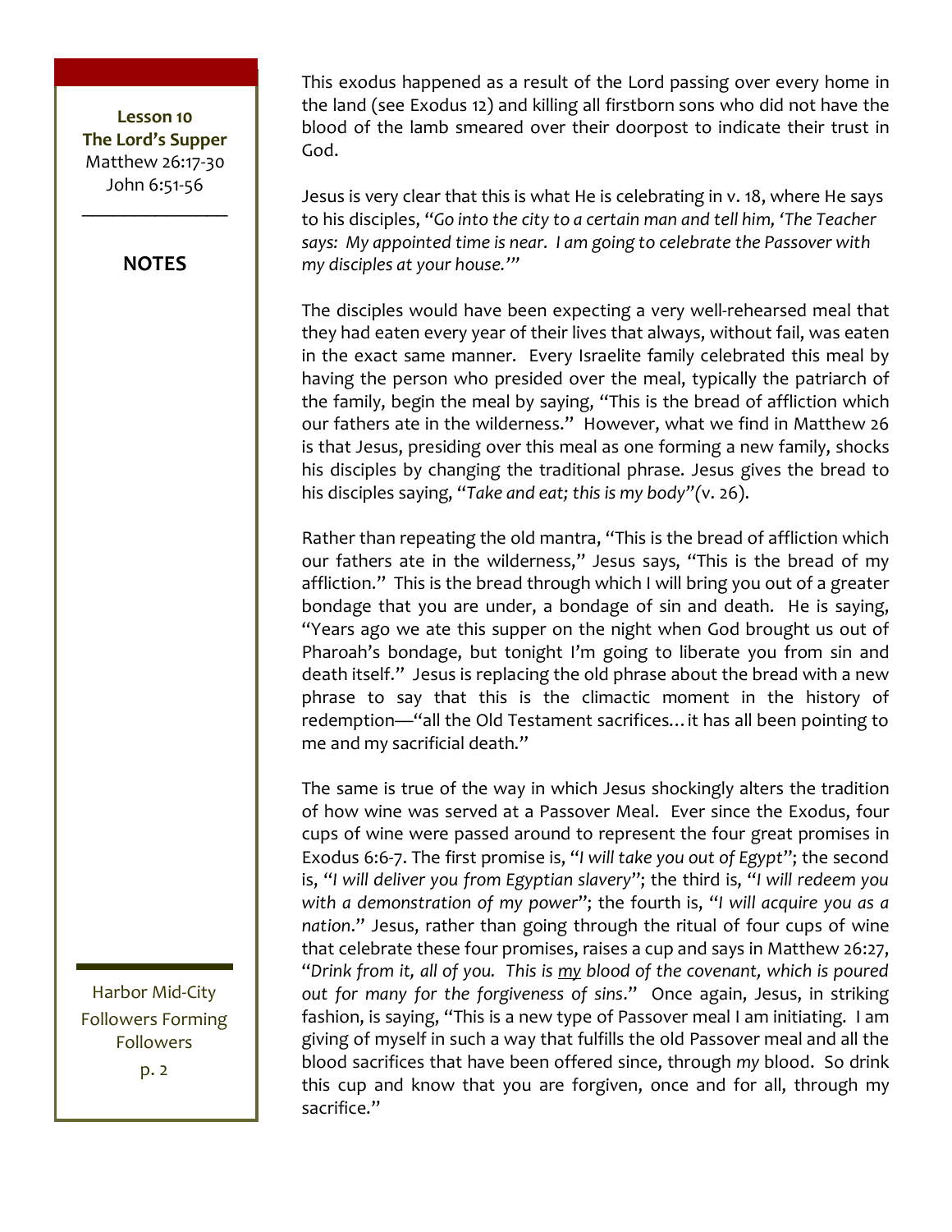This exodus happened as a result of the Lord passing over every home in the land (see Exodus 12) and killing all firstborn sons who did not have the blood of the lamb smeared over their doorpost to indicate their trust in God.

Jesus is very clear that this is what He is celebrating in v. 18, where He says to his disciples, "*Go into the city to a certain man and tell him, 'The Teacher says: My appointed time is near. I am going to celebrate the Passover with my disciples at your house.'*"

The disciples would have been expecting a very well-rehearsed meal that they had eaten every year of their lives that always, without fail, was eaten in the exact same manner. Every Israelite family celebrated this meal by having the person who presided over the meal, typically the patriarch of the family, begin the meal by saying, "This is the bread of affliction which our fathers ate in the wilderness." However, what we find in Matthew 26 is that Jesus, presiding over this meal as one forming a new family, shocks his disciples by changing the traditional phrase. Jesus gives the bread to his disciples saying, "*Take and eat; this is my body*"(v. 26).

Rather than repeating the old mantra, "This is the bread of affliction which our fathers ate in the wilderness," Jesus says, "This is the bread of my affliction." This is the bread through which I will bring you out of a greater bondage that you are under, a bondage of sin and death. He is saying, "Years ago we ate this supper on the night when God brought us out of Pharoah's bondage, but tonight I'm going to liberate you from sin and death itself." Jesus is replacing the old phrase about the bread with a new phrase to say that this is the climactic moment in the history of redemption—"all the Old Testament sacrifices… it has all been pointing to me and my sacrificial death."

The same is true of the way in which Jesus shockingly alters the tradition of how wine was served at a Passover Meal. Ever since the Exodus, four cups of wine were passed around to represent the four great promises in Exodus 6:6-7. The first promise is, "*I will take you out of Egypt*"; the second is, "*I will deliver you from Egyptian slavery*"; the third is, "*I will redeem you with a demonstration of my power*"; the fourth is, "*I will acquire you as a nation*." Jesus, rather than going through the ritual of four cups of wine that celebrate these four promises, raises a cup and says in Matthew 26:27, "*Drink from it, all of you. This is <u>my</u> blood of the covenant, which is poured out for many for the forgiveness of sins*." Once again, Jesus, in striking fashion, is saying, "This is a new type of Passover meal I am initiating. I am giving of myself in such a way that fulfills the old Passover meal and all the blood sacrifices that have been offered since, through *my* blood. So drink this cup and know that you are forgiven, once and for all, through my sacrifice."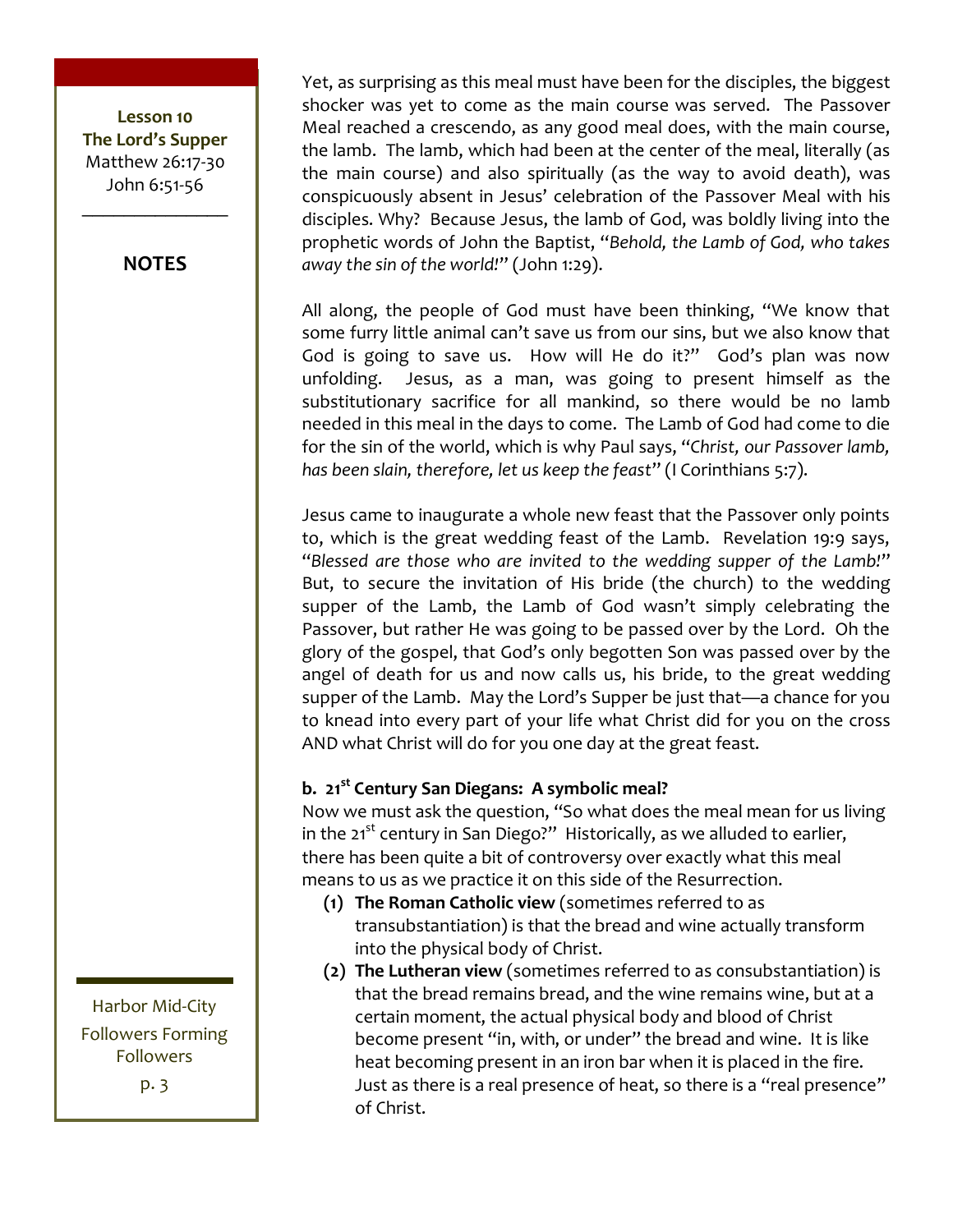Yet, as surprising as this meal must have been for the disciples, the biggest shocker was yet to come as the main course was served. The Passover Meal reached a crescendo, as any good meal does, with the main course, the lamb. The lamb, which had been at the center of the meal, literally (as the main course) and also spiritually (as the way to avoid death), was conspicuously absent in Jesus' celebration of the Passover Meal with his disciples. Why? Because Jesus, the lamb of God, was boldly living into the prophetic words of John the Baptist, "*Behold, the Lamb of God, who takes away the sin of the world!*" (John 1:29).

All along, the people of God must have been thinking, "We know that some furry little animal can't save us from our sins, but we also know that God is going to save us. How will He do it?" God's plan was now unfolding. Jesus, as a man, was going to present himself as the substitutionary sacrifice for all mankind, so there would be no lamb needed in this meal in the days to come. The Lamb of God had come to die for the sin of the world, which is why Paul says, "*Christ, our Passover lamb, has been slain, therefore, let us keep the feast*" (I Corinthians 5:7).

Jesus came to inaugurate a whole new feast that the Passover only points to, which is the great wedding feast of the Lamb. Revelation 19:9 says, "*Blessed are those who are invited to the wedding supper of the Lamb!*" But, to secure the invitation of His bride (the church) to the wedding supper of the Lamb, the Lamb of God wasn't simply celebrating the Passover, but rather He was going to be passed over by the Lord. Oh the glory of the gospel, that God's only begotten Son was passed over by the angel of death for us and now calls us, his bride, to the great wedding supper of the Lamb. May the Lord's Supper be just that—a chance for you to knead into every part of your life what Christ did for you on the cross AND what Christ will do for you one day at the great feast.

**b. 21st Century San Diegans: A symbolic meal?**

Now we must ask the question, "So what does the meal mean for us living in the 21st century in San Diego?" Historically, as we alluded to earlier, there has been quite a bit of controversy over exactly what this meal means to us as we practice it on this side of the Resurrection.

1. **The Roman Catholic view** (sometimes referred to as transubstantiation) is that the bread and wine actually transform into the physical body of Christ.
2. **The Lutheran view** (sometimes referred to as consubstantiation) is that the bread remains bread, and the wine remains wine, but at a certain moment, the actual physical body and blood of Christ become present "in, with, or under" the bread and wine. It is like heat becoming present in an iron bar when it is placed in the fire. Just as there is a real presence of heat, so there is a "real presence" of Christ.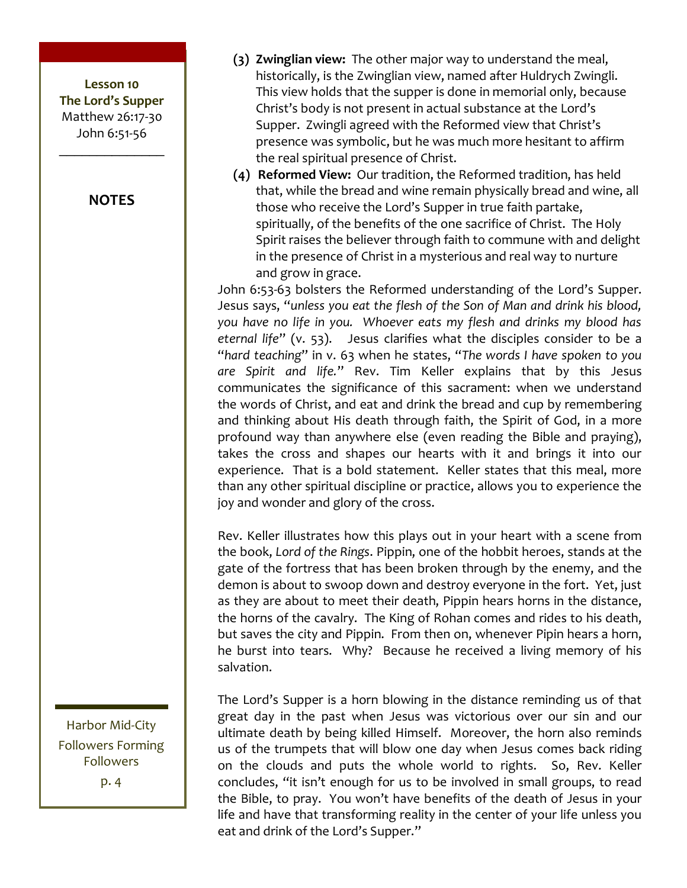**Lesson 10**
**The Lord's Supper**
Matthew 26:17-30
John 6:51-56

**NOTES**

(3) **Zwinglian view:** The other major way to understand the meal, historically, is the Zwinglian view, named after Huldrych Zwingli. This view holds that the supper is done in memorial only, because Christ's body is not present in actual substance at the Lord's Supper. Zwingli agreed with the Reformed view that Christ's presence was symbolic, but he was much more hesitant to affirm the real spiritual presence of Christ.

(4) **Reformed View:** Our tradition, the Reformed tradition, has held that, while the bread and wine remain physically bread and wine, all those who receive the Lord's Supper in true faith partake, spiritually, of the benefits of the one sacrifice of Christ. The Holy Spirit raises the believer through faith to commune with and delight in the presence of Christ in a mysterious and real way to nurture and grow in grace.

John 6:53-63 bolsters the Reformed understanding of the Lord's Supper. Jesus says, "*unless you eat the flesh of the Son of Man and drink his blood, you have no life in you. Whoever eats my flesh and drinks my blood has eternal life*" (v. 53). Jesus clarifies what the disciples consider to be a "*hard teaching*" in v. 63 when he states, "*The words I have spoken to you are Spirit and life.*" Rev. Tim Keller explains that by this Jesus communicates the significance of this sacrament: when we understand the words of Christ, and eat and drink the bread and cup by remembering and thinking about His death through faith, the Spirit of God, in a more profound way than anywhere else (even reading the Bible and praying), takes the cross and shapes our hearts with it and brings it into our experience. That is a bold statement. Keller states that this meal, more than any other spiritual discipline or practice, allows you to experience the joy and wonder and glory of the cross.

Rev. Keller illustrates how this plays out in your heart with a scene from the book, *Lord of the Rings*. Pippin, one of the hobbit heroes, stands at the gate of the fortress that has been broken through by the enemy, and the demon is about to swoop down and destroy everyone in the fort. Yet, just as they are about to meet their death, Pippin hears horns in the distance, the horns of the cavalry. The King of Rohan comes and rides to his death, but saves the city and Pippin. From then on, whenever Pipin hears a horn, he burst into tears. Why? Because he received a living memory of his salvation.

The Lord's Supper is a horn blowing in the distance reminding us of that great day in the past when Jesus was victorious over our sin and our ultimate death by being killed Himself. Moreover, the horn also reminds us of the trumpets that will blow one day when Jesus comes back riding on the clouds and puts the whole world to rights. So, Rev. Keller concludes, "it isn't enough for us to be involved in small groups, to read the Bible, to pray. You won't have benefits of the death of Jesus in your life and have that transforming reality in the center of your life unless you eat and drink of the Lord's Supper."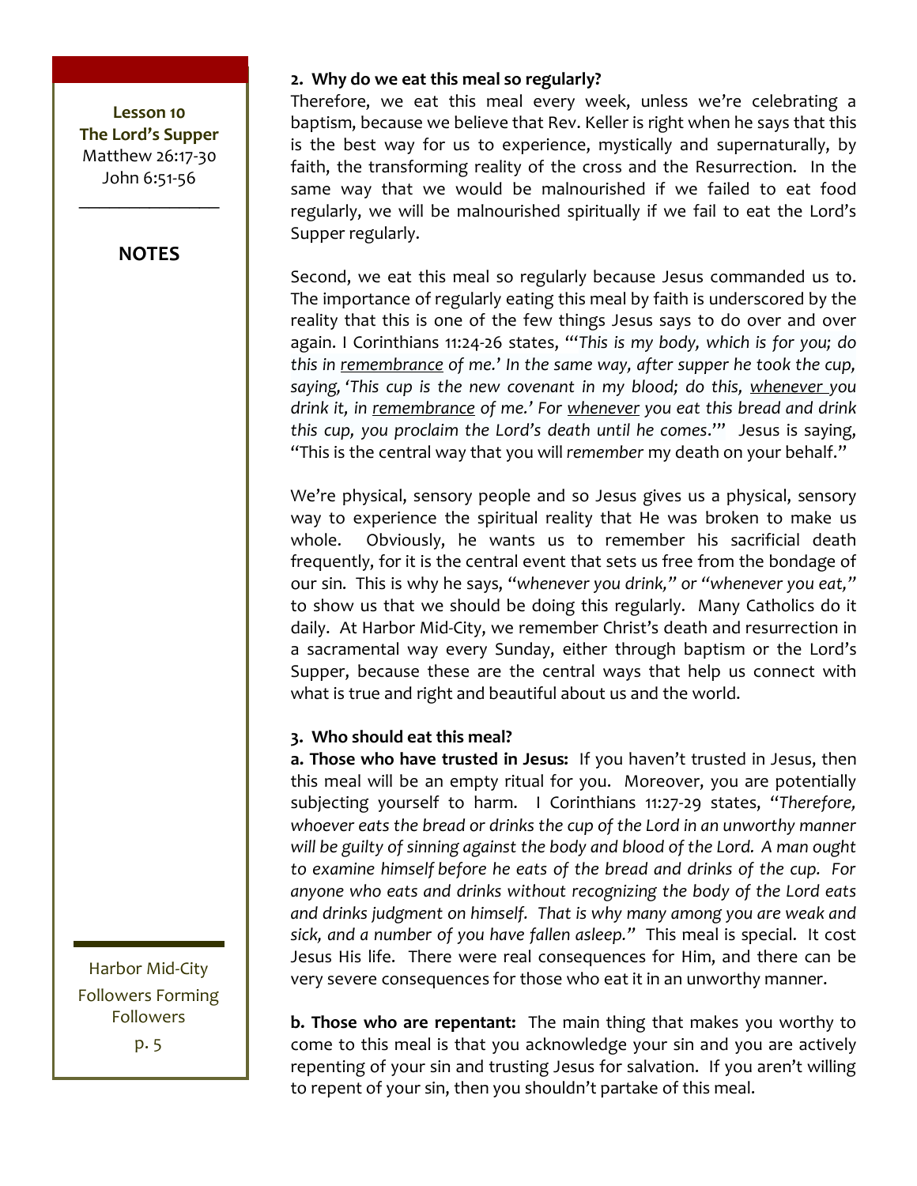**Lesson 10**
**The Lord's Supper**
Matthew 26:17-30
John 6:51-56

**NOTES**

**2. Why do we eat this meal so regularly?**

Therefore, we eat this meal every week, unless we're celebrating a baptism, because we believe that Rev. Keller is right when he says that this is the best way for us to experience, mystically and supernaturally, by faith, the transforming reality of the cross and the Resurrection. In the same way that we would be malnourished if we failed to eat food regularly, we will be malnourished spiritually if we fail to eat the Lord's Supper regularly.

Second, we eat this meal so regularly because Jesus commanded us to. The importance of regularly eating this meal by faith is underscored by the reality that this is one of the few things Jesus says to do over and over again. I Corinthians 11:24-26 states, "'*This is my body, which is for you; do this in <u>remembrance</u> of me.' In the same way, after supper he took the cup, saying, 'This cup is the new covenant in my blood; do this, <u>whenever</u> you drink it, in <u>remembrance</u> of me.' For <u>whenever</u> you eat this bread and drink this cup, you proclaim the Lord's death until he comes*.'" Jesus is saying, "This is the central way that you will *remember* my death on your behalf."

We're physical, sensory people and so Jesus gives us a physical, sensory way to experience the spiritual reality that He was broken to make us whole. Obviously, he wants us to remember his sacrificial death frequently, for it is the central event that sets us free from the bondage of our sin. This is why he says, "*whenever you drink," or "whenever you eat,"* to show us that we should be doing this regularly. Many Catholics do it daily. At Harbor Mid-City, we remember Christ's death and resurrection in a sacramental way every Sunday, either through baptism or the Lord's Supper, because these are the central ways that help us connect with what is true and right and beautiful about us and the world.

**3. Who should eat this meal?**

**a. Those who have trusted in Jesus:** If you haven't trusted in Jesus, then this meal will be an empty ritual for you. Moreover, you are potentially subjecting yourself to harm. I Corinthians 11:27-29 states, "*Therefore, whoever eats the bread or drinks the cup of the Lord in an unworthy manner will be guilty of sinning against the body and blood of the Lord. A man ought to examine himself before he eats of the bread and drinks of the cup. For anyone who eats and drinks without recognizing the body of the Lord eats and drinks judgment on himself. That is why many among you are weak and sick, and a number of you have fallen asleep."* This meal is special. It cost Jesus His life. There were real consequences for Him, and there can be very severe consequences for those who eat it in an unworthy manner.

**b. Those who are repentant:** The main thing that makes you worthy to come to this meal is that you acknowledge your sin and you are actively repenting of your sin and trusting Jesus for salvation. If you aren't willing to repent of your sin, then you shouldn't partake of this meal.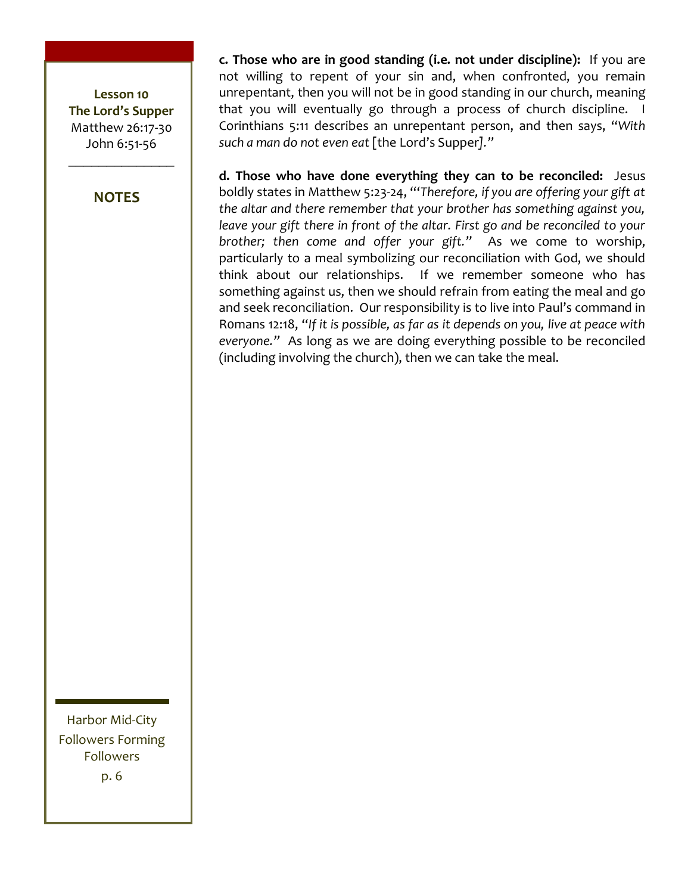**c. Those who are in good standing (i.e. not under discipline):** If you are not willing to repent of your sin and, when confronted, you remain unrepentant, then you will not be in good standing in our church, meaning that you will eventually go through a process of church discipline. I Corinthians 5:11 describes an unrepentant person, and then says, "*With such a man do not even eat* [the Lord's Supper]."

**d. Those who have done everything they can to be reconciled:** Jesus boldly states in Matthew 5:23-24, "'*Therefore, if you are offering your gift at the altar and there remember that your brother has something against you, leave your gift there in front of the altar. First go and be reconciled to your brother; then come and offer your gift.*" As we come to worship, particularly to a meal symbolizing our reconciliation with God, we should think about our relationships. If we remember someone who has something against us, then we should refrain from eating the meal and go and seek reconciliation. Our responsibility is to live into Paul's command in R0mans 12:18, "*If it is possible, as far as it depends on you, live at peace with everyone.*" As long as we are doing everything possible to be reconciled (including involving the church), then we can take the meal.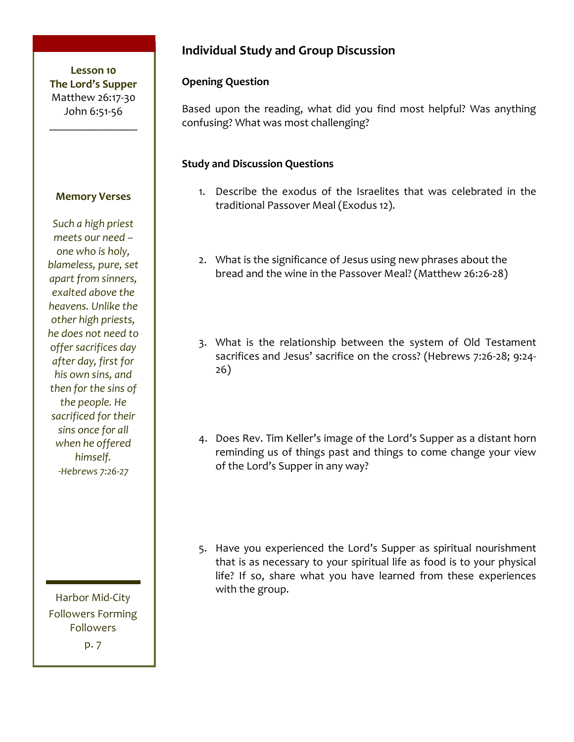**Lesson 10**
**The Lord's Supper**
Matthew 26:17-30
John 6:51-56

**Memory Verses**

*Such a high priest meets our need – one who is holy, blameless, pure, set apart from sinners, exalted above the heavens. Unlike the other high priests, he does not need to offer sacrifices day after day, first for his own sins, and then for the sins of the people. He sacrificed for their sins once for all when he offered himself.*
*-Hebrews 7:26-27*

Harbor Mid-City
Followers Forming Followers

## Individual Study and Group Discussion

### Opening Question

Based upon the reading, what did you find most helpful? Was anything confusing? What was most challenging?

### Study and Discussion Questions

1. Describe the exodus of the Israelites that was celebrated in the traditional Passover Meal (Exodus 12).

2. What is the significance of Jesus using new phrases about the bread and the wine in the Passover Meal? (Matthew 26:26-28)

3. What is the relationship between the system of Old Testament sacrifices and Jesus' sacrifice on the cross? (Hebrews 7:26-28; 9:24-26)

4. Does Rev. Tim Keller's image of the Lord's Supper as a distant horn reminding us of things past and things to come change your view of the Lord's Supper in any way?

5. Have you experienced the Lord's Supper as spiritual nourishment that is as necessary to your spiritual life as food is to your physical life? If so, share what you have learned from these experiences with the group.